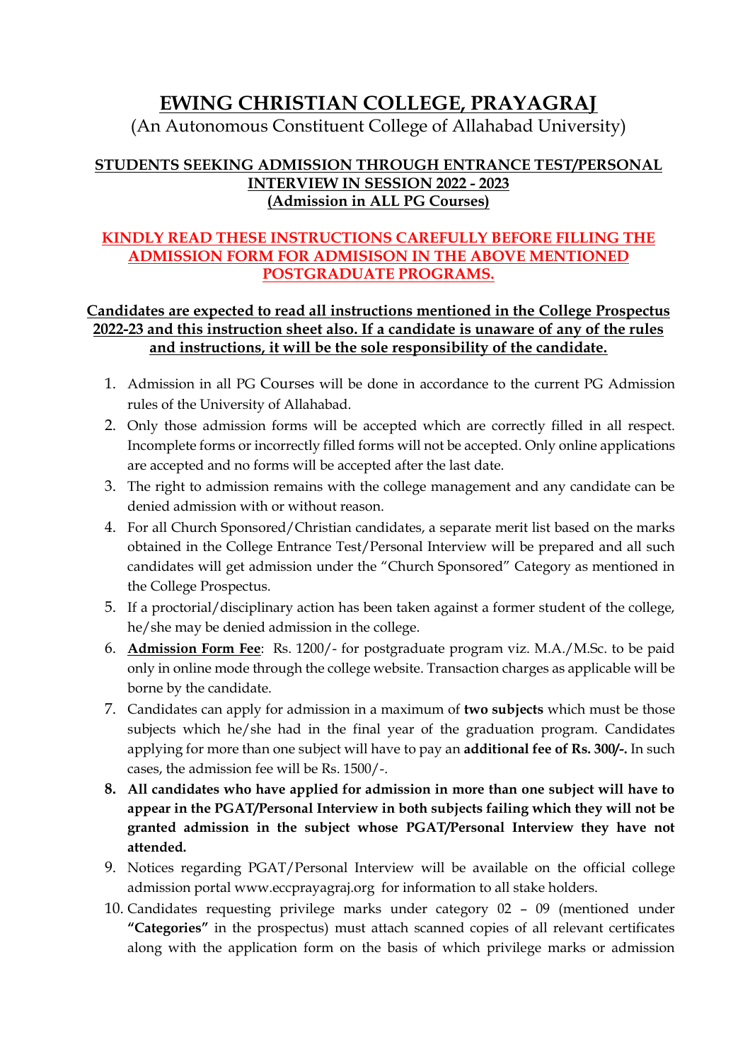# EWING CHRISTIAN COLLEGE, PRAYAGRAJ

(An Autonomous Constituent College of Allahabad University)

## STUDENTS SEEKING ADMISSION THROUGH ENTRANCE TEST/PERSONAL INTERVIEW IN SESSION 2022 - 2023 (Admission in ALL PG Courses)

**KINDLY READ THESE INSTRUCTIONS CAREFULLY BEFORE FILLING THE ADMISSION FORM FOR ADMISISON IN THE ABOVE MENTIONED POSTGRADUATE PROGRAMS.**

**Candidates are expected to read all instructions mentioned in the College Prospectus 2022-23 and this instruction sheet also. If a candidate is unaware of any of the rules and instructions, it will be the sole responsibility of the candidate.**

1. Admission in all PG Courses will be done in accordance to the current PG Admission rules of the University of Allahabad.
2. Only those admission forms will be accepted which are correctly filled in all respect. Incomplete forms or incorrectly filled forms will not be accepted. Only online applications are accepted and no forms will be accepted after the last date.
3. The right to admission remains with the college management and any candidate can be denied admission with or without reason.
4. For all Church Sponsored/Christian candidates, a separate merit list based on the marks obtained in the College Entrance Test/Personal Interview will be prepared and all such candidates will get admission under the "Church Sponsored" Category as mentioned in the College Prospectus.
5. If a proctorial/disciplinary action has been taken against a former student of the college, he/she may be denied admission in the college.
6. **Admission Form Fee**: Rs. 1200/- for postgraduate program viz. M.A./M.Sc. to be paid only in online mode through the college website. Transaction charges as applicable will be borne by the candidate.
7. Candidates can apply for admission in a maximum of **two subjects** which must be those subjects which he/she had in the final year of the graduation program. Candidates applying for more than one subject will have to pay an **additional fee of Rs. 300/-.** In such cases, the admission fee will be Rs. 1500/-.
8. **All candidates who have applied for admission in more than one subject will have to appear in the PGAT/Personal Interview in both subjects failing which they will not be granted admission in the subject whose PGAT/Personal Interview they have not attended.**
9. Notices regarding PGAT/Personal Interview will be available on the official college admission portal www.eccprayagraj.org for information to all stake holders.
10. Candidates requesting privilege marks under category 02 – 09 (mentioned under **"Categories"** in the prospectus) must attach scanned copies of all relevant certificates along with the application form on the basis of which privilege marks or admission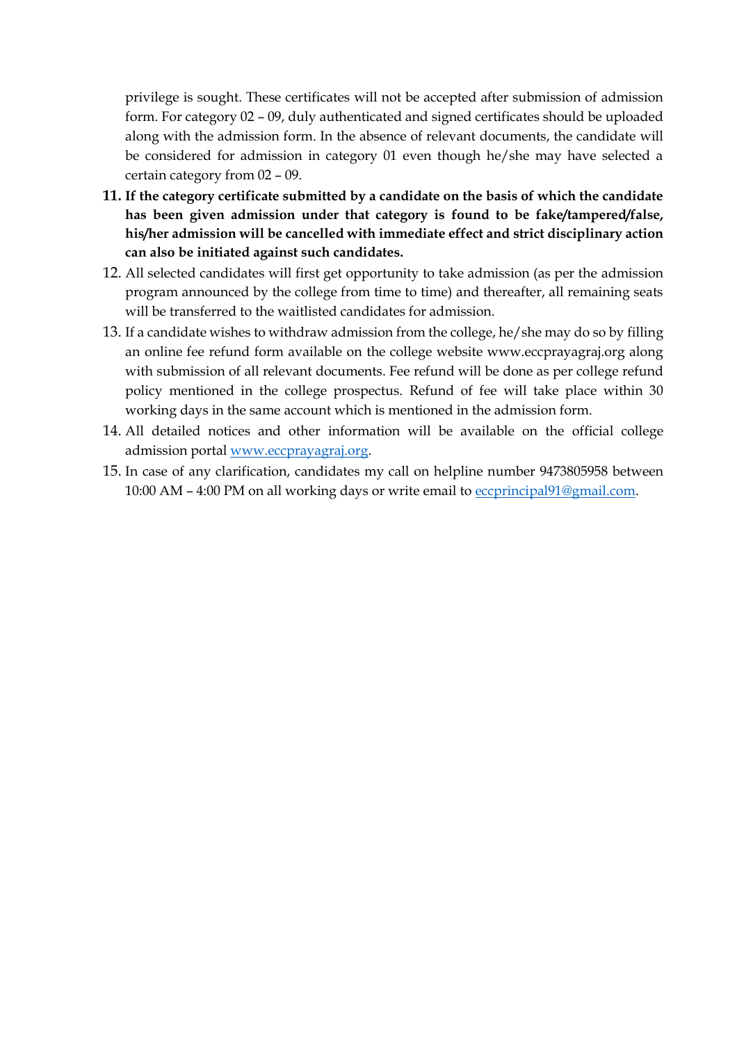privilege is sought. These certificates will not be accepted after submission of admission form. For category 02 – 09, duly authenticated and signed certificates should be uploaded along with the admission form. In the absence of relevant documents, the candidate will be considered for admission in category 01 even though he/she may have selected a certain category from 02 – 09.

11. **If the category certificate submitted by a candidate on the basis of which the candidate has been given admission under that category is found to be fake/tampered/false, his/her admission will be cancelled with immediate effect and strict disciplinary action can also be initiated against such candidates.**
12. All selected candidates will first get opportunity to take admission (as per the admission program announced by the college from time to time) and thereafter, all remaining seats will be transferred to the waitlisted candidates for admission.
13. If a candidate wishes to withdraw admission from the college, he/she may do so by filling an online fee refund form available on the college website www.eccprayagraj.org along with submission of all relevant documents. Fee refund will be done as per college refund policy mentioned in the college prospectus. Refund of fee will take place within 30 working days in the same account which is mentioned in the admission form.
14. All detailed notices and other information will be available on the official college admission portal [www.eccprayagraj.org](www.eccprayagraj.org).
15. In case of any clarification, candidates my call on helpline number 9473805958 between 10:00 AM – 4:00 PM on all working days or write email to [eccprincipal91@gmail.com](mailto:eccprincipal91@gmail.com).